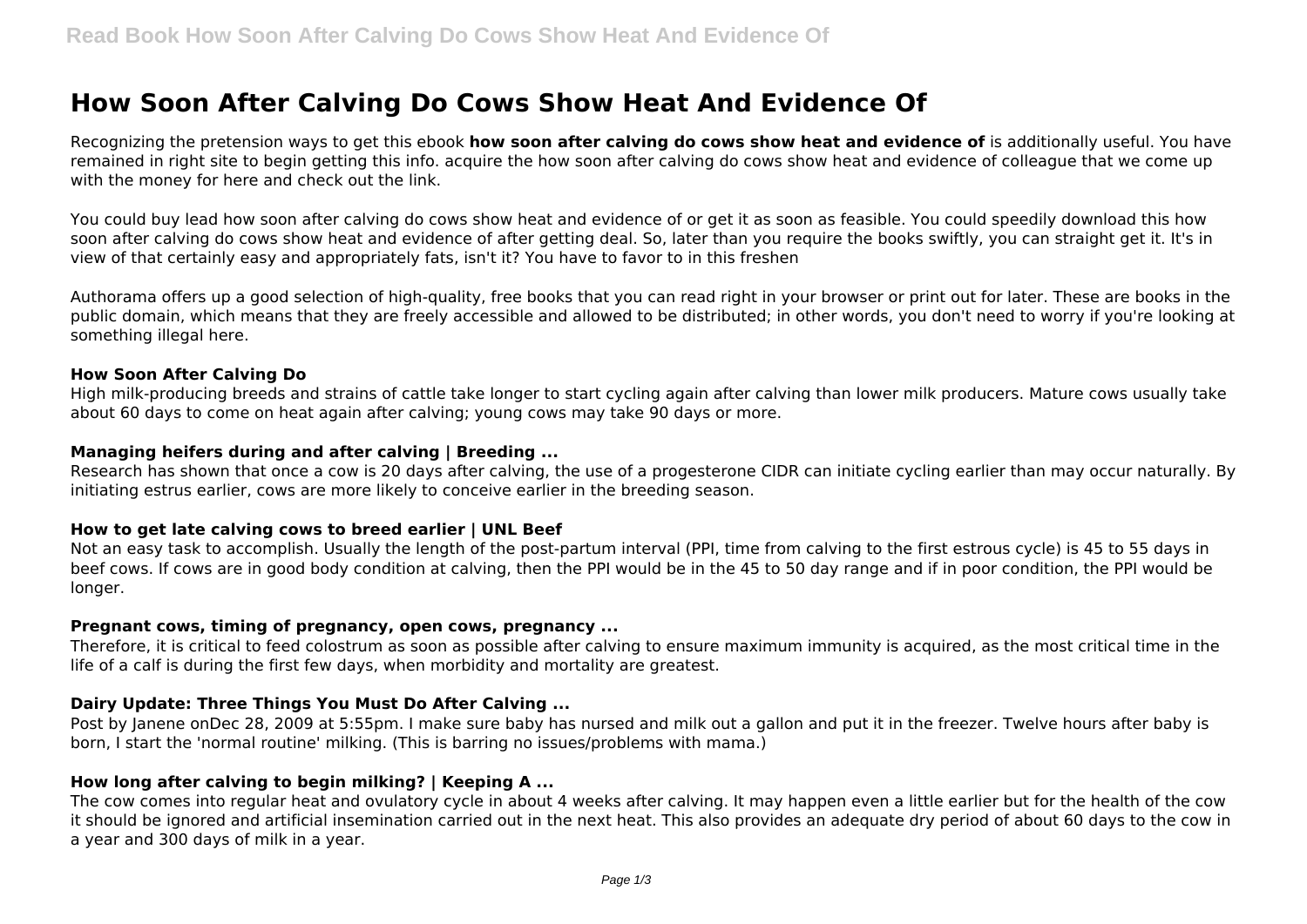# How Soon After Calving Do Cows Show Heat And Evidence Of

Recognizing the pretension ways to get this ebook **how soon after calving do cows show heat and evidence of** is additionally useful. You have remained in right site to begin getting this info. acquire the how soon after calving do cows show heat and evidence of colleague that we come up with the money for here and check out the link.

You could buy lead how soon after calving do cows show heat and evidence of or get it as soon as feasible. You could speedily download this how soon after calving do cows show heat and evidence of after getting deal. So, later than you require the books swiftly, you can straight get it. It's in view of that certainly easy and appropriately fats, isn't it? You have to favor to in this freshen

Authorama offers up a good selection of high-quality, free books that you can read right in your browser or print out for later. These are books in the public domain, which means that they are freely accessible and allowed to be distributed; in other words, you don't need to worry if you're looking at something illegal here.

### How Soon After Calving Do

High milk-producing breeds and strains of cattle take longer to start cycling again after calving than lower milk producers. Mature cows usually take about 60 days to come on heat again after calving; young cows may take 90 days or more.

### Managing heifers during and after calving | Breeding ...

Research has shown that once a cow is 20 days after calving, the use of a progesterone CIDR can initiate cycling earlier than may occur naturally. By initiating estrus earlier, cows are more likely to conceive earlier in the breeding season.

### How to get late calving cows to breed earlier | UNL Beef

Not an easy task to accomplish. Usually the length of the post-partum interval (PPI, time from calving to the first estrous cycle) is 45 to 55 days in beef cows. If cows are in good body condition at calving, then the PPI would be in the 45 to 50 day range and if in poor condition, the PPI would be longer.

### Pregnant cows, timing of pregnancy, open cows, pregnancy ...

Therefore, it is critical to feed colostrum as soon as possible after calving to ensure maximum immunity is acquired, as the most critical time in the life of a calf is during the first few days, when morbidity and mortality are greatest.

### Dairy Update: Three Things You Must Do After Calving ...

Post by Janene onDec 28, 2009 at 5:55pm. I make sure baby has nursed and milk out a gallon and put it in the freezer. Twelve hours after baby is born, I start the 'normal routine' milking. (This is barring no issues/problems with mama.)

### How long after calving to begin milking? | Keeping A ...

The cow comes into regular heat and ovulatory cycle in about 4 weeks after calving. It may happen even a little earlier but for the health of the cow it should be ignored and artificial insemination carried out in the next heat. This also provides an adequate dry period of about 60 days to the cow in a year and 300 days of milk in a year.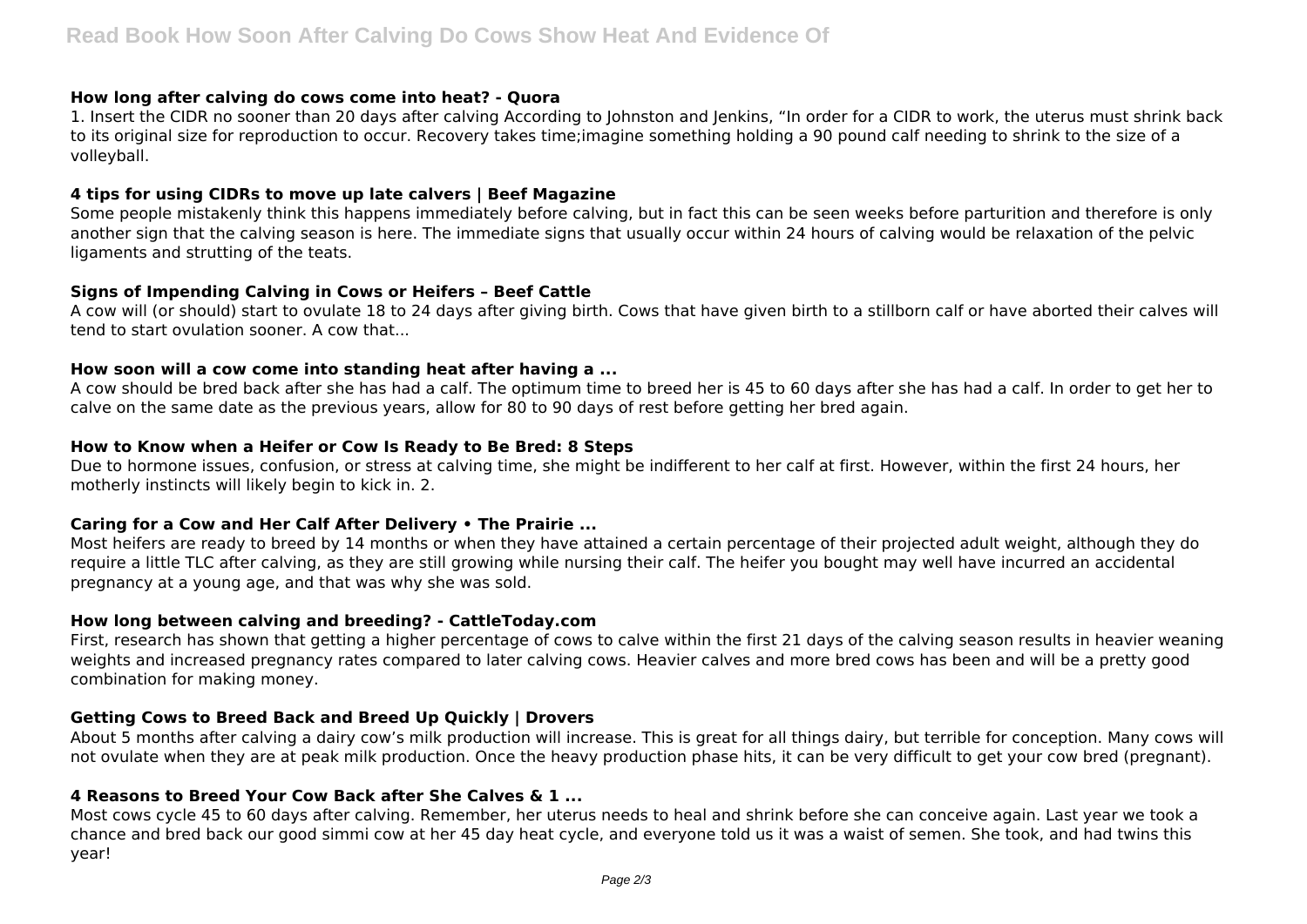### How long after calving do cows come into heat? - Quora

1. Insert the CIDR no sooner than 20 days after calving According to Johnston and Jenkins, "In order for a CIDR to work, the uterus must shrink back to its original size for reproduction to occur. Recovery takes time;imagine something holding a 90 pound calf needing to shrink to the size of a volleyball.

### 4 tips for using CIDRs to move up late calvers | Beef Magazine

Some people mistakenly think this happens immediately before calving, but in fact this can be seen weeks before parturition and therefore is only another sign that the calving season is here. The immediate signs that usually occur within 24 hours of calving would be relaxation of the pelvic ligaments and strutting of the teats.

### Signs of Impending Calving in Cows or Heifers – Beef Cattle

A cow will (or should) start to ovulate 18 to 24 days after giving birth. Cows that have given birth to a stillborn calf or have aborted their calves will tend to start ovulation sooner. A cow that...

### How soon will a cow come into standing heat after having a ...

A cow should be bred back after she has had a calf. The optimum time to breed her is 45 to 60 days after she has had a calf. In order to get her to calve on the same date as the previous years, allow for 80 to 90 days of rest before getting her bred again.

### How to Know when a Heifer or Cow Is Ready to Be Bred: 8 Steps

Due to hormone issues, confusion, or stress at calving time, she might be indifferent to her calf at first. However, within the first 24 hours, her motherly instincts will likely begin to kick in. 2.

### Caring for a Cow and Her Calf After Delivery • The Prairie ...

Most heifers are ready to breed by 14 months or when they have attained a certain percentage of their projected adult weight, although they do require a little TLC after calving, as they are still growing while nursing their calf. The heifer you bought may well have incurred an accidental pregnancy at a young age, and that was why she was sold.

### How long between calving and breeding? - CattleToday.com

First, research has shown that getting a higher percentage of cows to calve within the first 21 days of the calving season results in heavier weaning weights and increased pregnancy rates compared to later calving cows. Heavier calves and more bred cows has been and will be a pretty good combination for making money.

### Getting Cows to Breed Back and Breed Up Quickly | Drovers

About 5 months after calving a dairy cow's milk production will increase. This is great for all things dairy, but terrible for conception. Many cows will not ovulate when they are at peak milk production. Once the heavy production phase hits, it can be very difficult to get your cow bred (pregnant).

### 4 Reasons to Breed Your Cow Back after She Calves & 1 ...

Most cows cycle 45 to 60 days after calving. Remember, her uterus needs to heal and shrink before she can conceive again. Last year we took a chance and bred back our good simmi cow at her 45 day heat cycle, and everyone told us it was a waist of semen. She took, and had twins this year!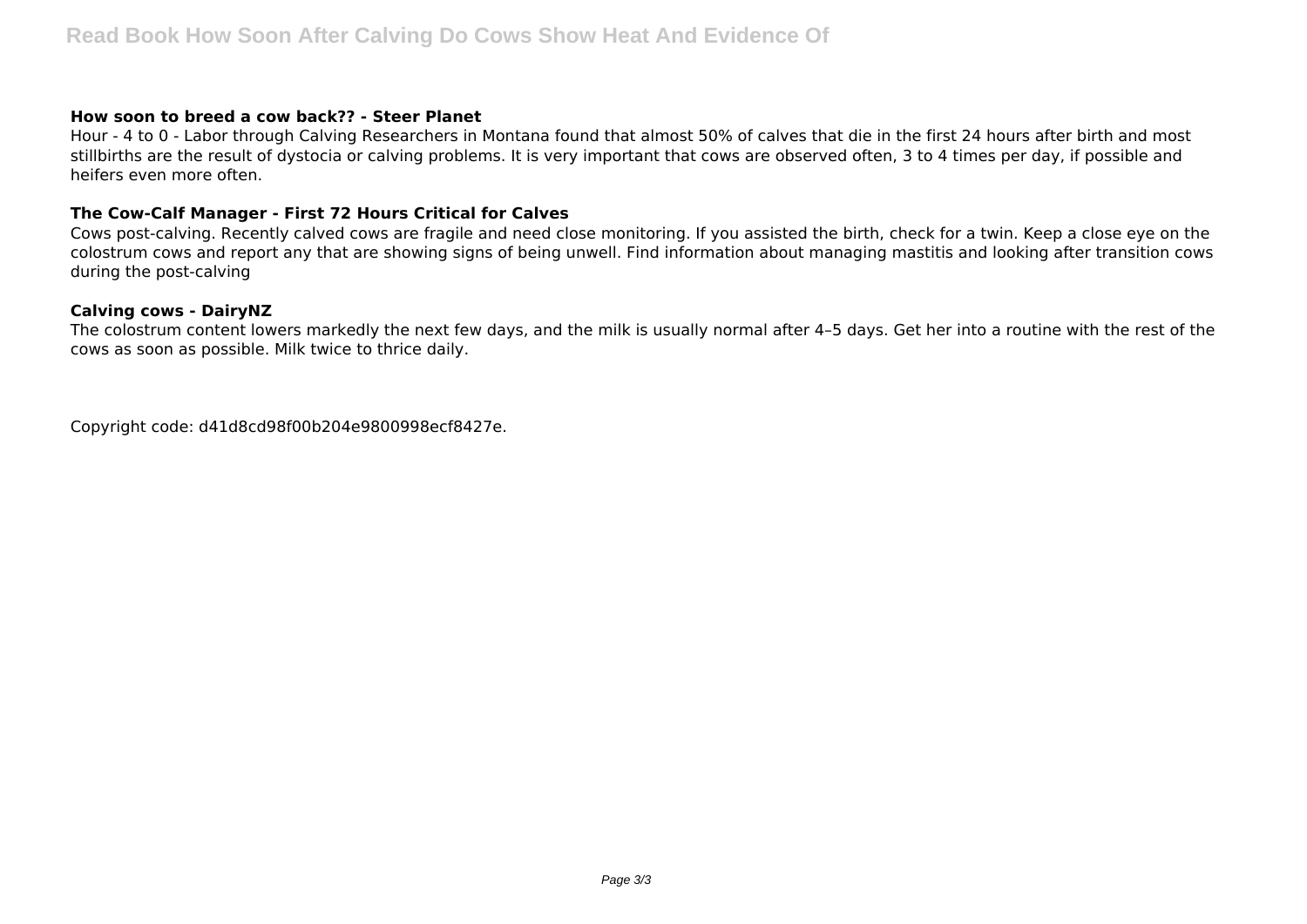**How soon to breed a cow back?? - Steer Planet**

Hour - 4 to 0 - Labor through Calving Researchers in Montana found that almost 50% of calves that die in the first 24 hours after birth and most stillbirths are the result of dystocia or calving problems. It is very important that cows are observed often, 3 to 4 times per day, if possible and heifers even more often.

**The Cow-Calf Manager - First 72 Hours Critical for Calves**

Cows post-calving. Recently calved cows are fragile and need close monitoring. If you assisted the birth, check for a twin. Keep a close eye on the colostrum cows and report any that are showing signs of being unwell. Find information about managing mastitis and looking after transition cows during the post-calving

**Calving cows - DairyNZ**

The colostrum content lowers markedly the next few days, and the milk is usually normal after 4–5 days. Get her into a routine with the rest of the cows as soon as possible. Milk twice to thrice daily.

Copyright code: d41d8cd98f00b204e9800998ecf8427e.